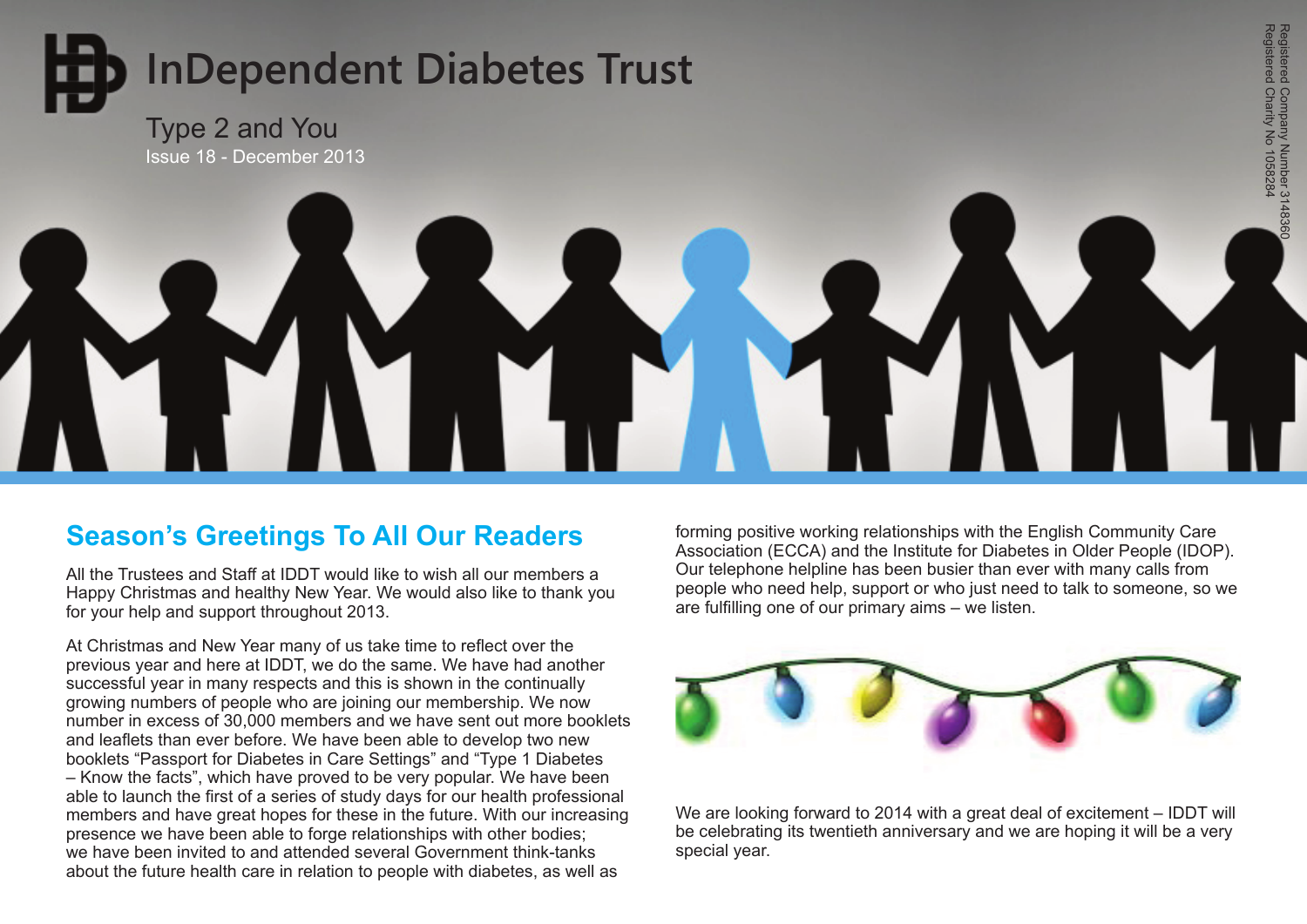# InDependent Diabetes Trust

Type 2 and You

Issue 18 - December 2013

Registered Company Number 3148360
Registered Charity No 1058284

## Season's Greetings To All Our Readers

All the Trustees and Staff at IDDT would like to wish all our members a Happy Christmas and healthy New Year. We would also like to thank you for your help and support throughout 2013.

At Christmas and New Year many of us take time to reflect over the previous year and here at IDDT, we do the same. We have had another successful year in many respects and this is shown in the continually growing numbers of people who are joining our membership. We now number in excess of 30,000 members and we have sent out more booklets and leaflets than ever before. We have been able to develop two new booklets "Passport for Diabetes in Care Settings" and "Type 1 Diabetes – Know the facts", which have proved to be very popular. We have been able to launch the first of a series of study days for our health professional members and have great hopes for these in the future. With our increasing presence we have been able to forge relationships with other bodies; we have been invited to and attended several Government think-tanks about the future health care in relation to people with diabetes, as well as forming positive working relationships with the English Community Care Association (ECCA) and the Institute for Diabetes in Older People (IDOP). Our telephone helpline has been busier than ever with many calls from people who need help, support or who just need to talk to someone, so we are fulfilling one of our primary aims – we listen.

We are looking forward to 2014 with a great deal of excitement – IDDT will be celebrating its twentieth anniversary and we are hoping it will be a very special year.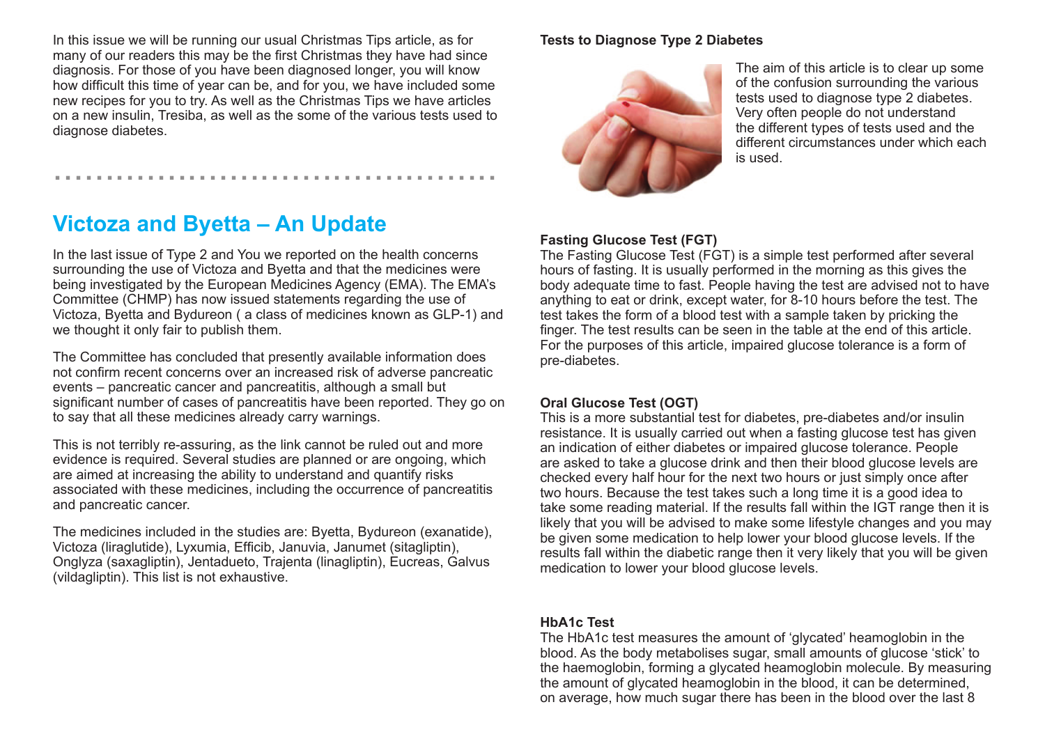In this issue we will be running our usual Christmas Tips article, as for many of our readers this may be the first Christmas they have had since diagnosis. For those of you have been diagnosed longer, you will know how difficult this time of year can be, and for you, we have included some new recipes for you to try. As well as the Christmas Tips we have articles on a new insulin, Tresiba, as well as the some of the various tests used to diagnose diabetes.

## Victoza and Byetta – An Update

In the last issue of Type 2 and You we reported on the health concerns surrounding the use of Victoza and Byetta and that the medicines were being investigated by the European Medicines Agency (EMA). The EMA's Committee (CHMP) has now issued statements regarding the use of Victoza, Byetta and Bydureon ( a class of medicines known as GLP-1) and we thought it only fair to publish them.

The Committee has concluded that presently available information does not confirm recent concerns over an increased risk of adverse pancreatic events – pancreatic cancer and pancreatitis, although a small but significant number of cases of pancreatitis have been reported. They go on to say that all these medicines already carry warnings.

This is not terribly re-assuring, as the link cannot be ruled out and more evidence is required. Several studies are planned or are ongoing, which are aimed at increasing the ability to understand and quantify risks associated with these medicines, including the occurrence of pancreatitis and pancreatic cancer.

The medicines included in the studies are: Byetta, Bydureon (exanatide), Victoza (liraglutide), Lyxumia, Efficib, Januvia, Janumet (sitagliptin), Onglyza (saxagliptin), Jentadueto, Trajenta (linagliptin), Eucreas, Galvus (vildagliptin). This list is not exhaustive.

### Tests to Diagnose Type 2 Diabetes

The aim of this article is to clear up some of the confusion surrounding the various tests used to diagnose type 2 diabetes. Very often people do not understand the different types of tests used and the different circumstances under which each is used.

**Fasting Glucose Test (FGT)**
The Fasting Glucose Test (FGT) is a simple test performed after several hours of fasting. It is usually performed in the morning as this gives the body adequate time to fast. People having the test are advised not to have anything to eat or drink, except water, for 8-10 hours before the test. The test takes the form of a blood test with a sample taken by pricking the finger. The test results can be seen in the table at the end of this article. For the purposes of this article, impaired glucose tolerance is a form of pre-diabetes.

**Oral Glucose Test (OGT)**
This is a more substantial test for diabetes, pre-diabetes and/or insulin resistance. It is usually carried out when a fasting glucose test has given an indication of either diabetes or impaired glucose tolerance. People are asked to take a glucose drink and then their blood glucose levels are checked every half hour for the next two hours or just simply once after two hours. Because the test takes such a long time it is a good idea to take some reading material. If the results fall within the IGT range then it is likely that you will be advised to make some lifestyle changes and you may be given some medication to help lower your blood glucose levels. If the results fall within the diabetic range then it very likely that you will be given medication to lower your blood glucose levels.

**HbA1c Test**
The HbA1c test measures the amount of 'glycated' heamoglobin in the blood. As the body metabolises sugar, small amounts of glucose 'stick' to the haemoglobin, forming a glycated heamoglobin molecule. By measuring the amount of glycated heamoglobin in the blood, it can be determined, on average, how much sugar there has been in the blood over the last 8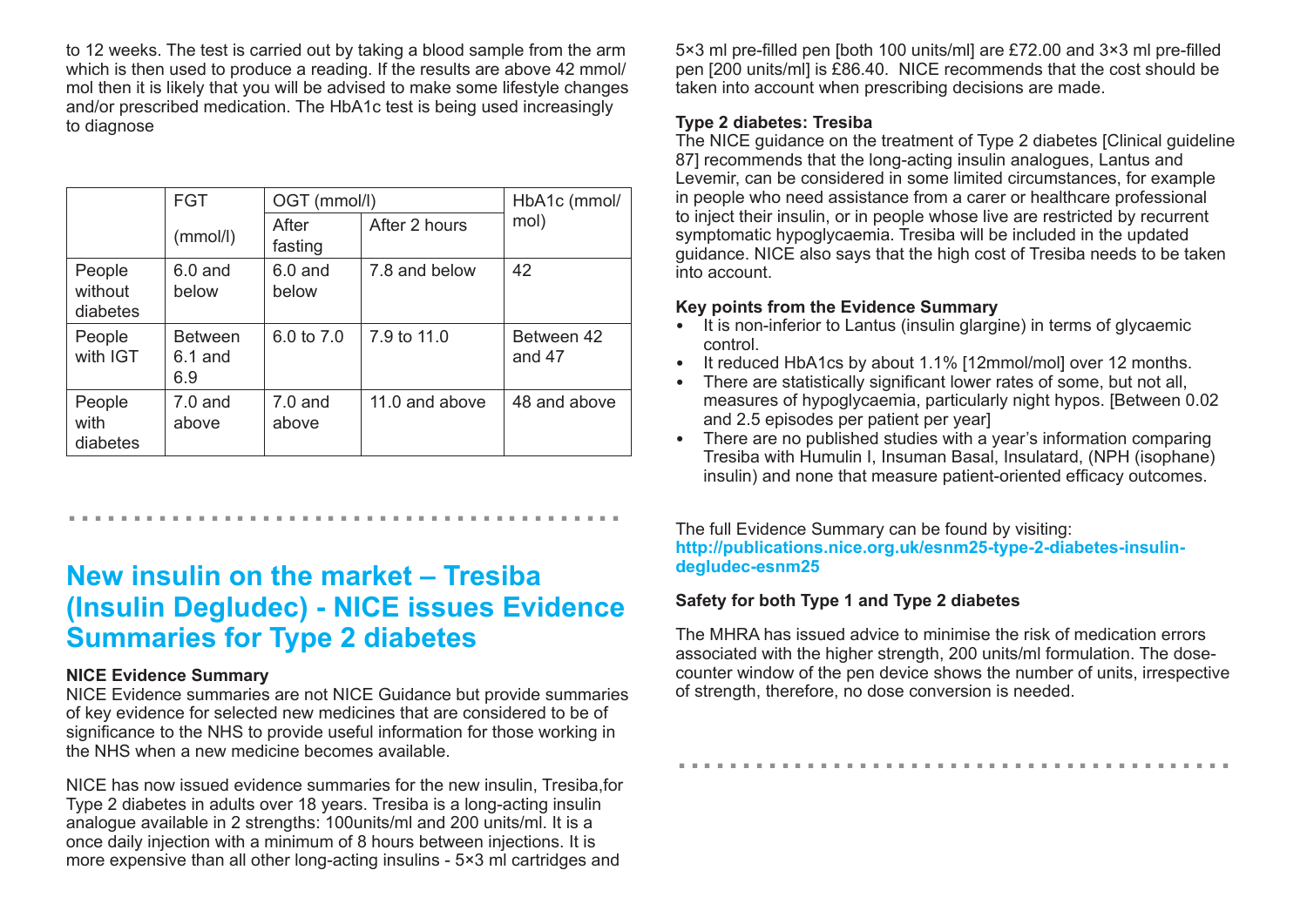to 12 weeks. The test is carried out by taking a blood sample from the arm which is then used to produce a reading. If the results are above 42 mmol/mol then it is likely that you will be advised to make some lifestyle changes and/or prescribed medication. The HbA1c test is being used increasingly to diagnose

| | FGT | OGT (mmol/l) | | HbA1c (mmol/mol) |
|---|---|---|---|---|
| | (mmol/l) | After fasting | After 2 hours | |
| People without diabetes | 6.0 and below | 6.0 and below | 7.8 and below | 42 |
| People with IGT | Between 6.1 and 6.9 | 6.0 to 7.0 | 7.9 to 11.0 | Between 42 and 47 |
| People with diabetes | 7.0 and above | 7.0 and above | 11.0 and above | 48 and above |

## New insulin on the market – Tresiba (Insulin Degludec) - NICE issues Evidence Summaries for Type 2 diabetes

**NICE Evidence Summary**

NICE Evidence summaries are not NICE Guidance but provide summaries of key evidence for selected new medicines that are considered to be of significance to the NHS to provide useful information for those working in the NHS when a new medicine becomes available.

NICE has now issued evidence summaries for the new insulin, Tresiba,for Type 2 diabetes in adults over 18 years. Tresiba is a long-acting insulin analogue available in 2 strengths: 100units/ml and 200 units/ml. It is a once daily injection with a minimum of 8 hours between injections. It is more expensive than all other long-acting insulins - 5×3 ml cartridges and 5×3 ml pre-filled pen [both 100 units/ml] are £72.00 and 3×3 ml pre-filled pen [200 units/ml] is £86.40. NICE recommends that the cost should be taken into account when prescribing decisions are made.

**Type 2 diabetes: Tresiba**

The NICE guidance on the treatment of Type 2 diabetes [Clinical guideline 87] recommends that the long-acting insulin analogues, Lantus and Levemir, can be considered in some limited circumstances, for example in people who need assistance from a carer or healthcare professional to inject their insulin, or in people whose live are restricted by recurrent symptomatic hypoglycaemia. Tresiba will be included in the updated guidance. NICE also says that the high cost of Tresiba needs to be taken into account.

**Key points from the Evidence Summary**

- It is non-inferior to Lantus (insulin glargine) in terms of glycaemic control.
- It reduced HbA1cs by about 1.1% [12mmol/mol] over 12 months.
- There are statistically significant lower rates of some, but not all, measures of hypoglycaemia, particularly night hypos. [Between 0.02 and 2.5 episodes per patient per year]
- There are no published studies with a year's information comparing Tresiba with Humulin I, Insuman Basal, Insulatard, (NPH (isophane) insulin) and none that measure patient-oriented efficacy outcomes.

The full Evidence Summary can be found by visiting:
**http://publications.nice.org.uk/esnm25-type-2-diabetes-insulin-degludec-esnm25**

**Safety for both Type 1 and Type 2 diabetes**

The MHRA has issued advice to minimise the risk of medication errors associated with the higher strength, 200 units/ml formulation. The dose-counter window of the pen device shows the number of units, irrespective of strength, therefore, no dose conversion is needed.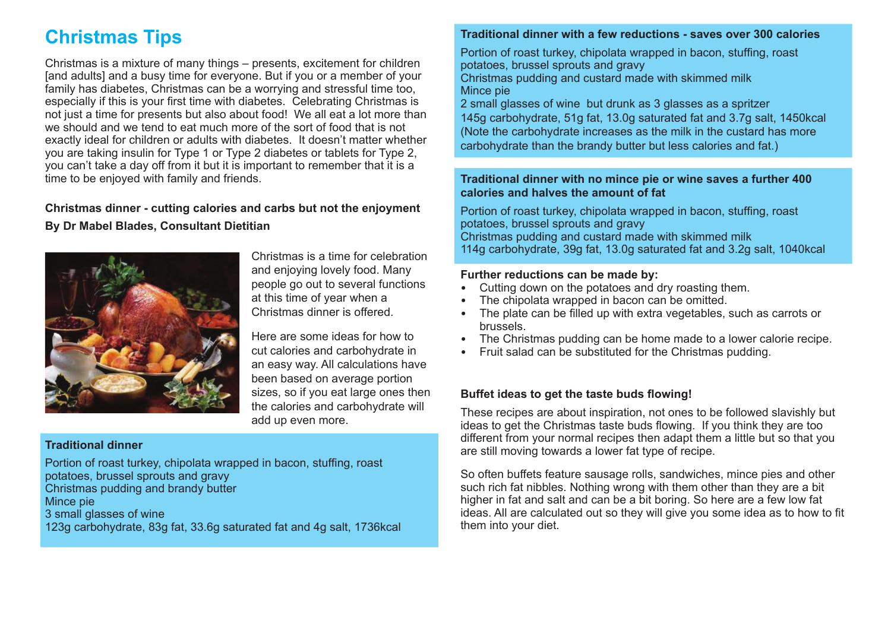# Christmas Tips

Christmas is a mixture of many things – presents, excitement for children [and adults] and a busy time for everyone. But if you or a member of your family has diabetes, Christmas can be a worrying and stressful time too, especially if this is your first time with diabetes. Celebrating Christmas is not just a time for presents but also about food! We all eat a lot more than we should and we tend to eat much more of the sort of food that is not exactly ideal for children or adults with diabetes. It doesn't matter whether you are taking insulin for Type 1 or Type 2 diabetes or tablets for Type 2, you can't take a day off from it but it is important to remember that it is a time to be enjoyed with family and friends.

### Christmas dinner - cutting calories and carbs but not the enjoyment

**By Dr Mabel Blades, Consultant Dietitian**

Christmas is a time for celebration and enjoying lovely food. Many people go out to several functions at this time of year when a Christmas dinner is offered.

Here are some ideas for how to cut calories and carbohydrate in an easy way. All calculations have been based on average portion sizes, so if you eat large ones then the calories and carbohydrate will add up even more.

**Traditional dinner**

Portion of roast turkey, chipolata wrapped in bacon, stuffing, roast potatoes, brussel sprouts and gravy
Christmas pudding and brandy butter
Mince pie
3 small glasses of wine
123g carbohydrate, 83g fat, 33.6g saturated fat and 4g salt, 1736kcal

**Traditional dinner with a few reductions - saves over 300 calories**

Portion of roast turkey, chipolata wrapped in bacon, stuffing, roast potatoes, brussel sprouts and gravy
Christmas pudding and custard made with skimmed milk
Mince pie
2 small glasses of wine but drunk as 3 glasses as a spritzer
145g carbohydrate, 51g fat, 13.0g saturated fat and 3.7g salt, 1450kcal
(Note the carbohydrate increases as the milk in the custard has more carbohydrate than the brandy butter but less calories and fat.)

**Traditional dinner with no mince pie or wine saves a further 400 calories and halves the amount of fat**

Portion of roast turkey, chipolata wrapped in bacon, stuffing, roast potatoes, brussel sprouts and gravy
Christmas pudding and custard made with skimmed milk
114g carbohydrate, 39g fat, 13.0g saturated fat and 3.2g salt, 1040kcal

**Further reductions can be made by:**

- Cutting down on the potatoes and dry roasting them.
- The chipolata wrapped in bacon can be omitted.
- The plate can be filled up with extra vegetables, such as carrots or brussels.
- The Christmas pudding can be home made to a lower calorie recipe.
- Fruit salad can be substituted for the Christmas pudding.

### Buffet ideas to get the taste buds flowing!

These recipes are about inspiration, not ones to be followed slavishly but ideas to get the Christmas taste buds flowing. If you think they are too different from your normal recipes then adapt them a little but so that you are still moving towards a lower fat type of recipe.

So often buffets feature sausage rolls, sandwiches, mince pies and other such rich fat nibbles. Nothing wrong with them other than they are a bit higher in fat and salt and can be a bit boring. So here are a few low fat ideas. All are calculated out so they will give you some idea as to how to fit them into your diet.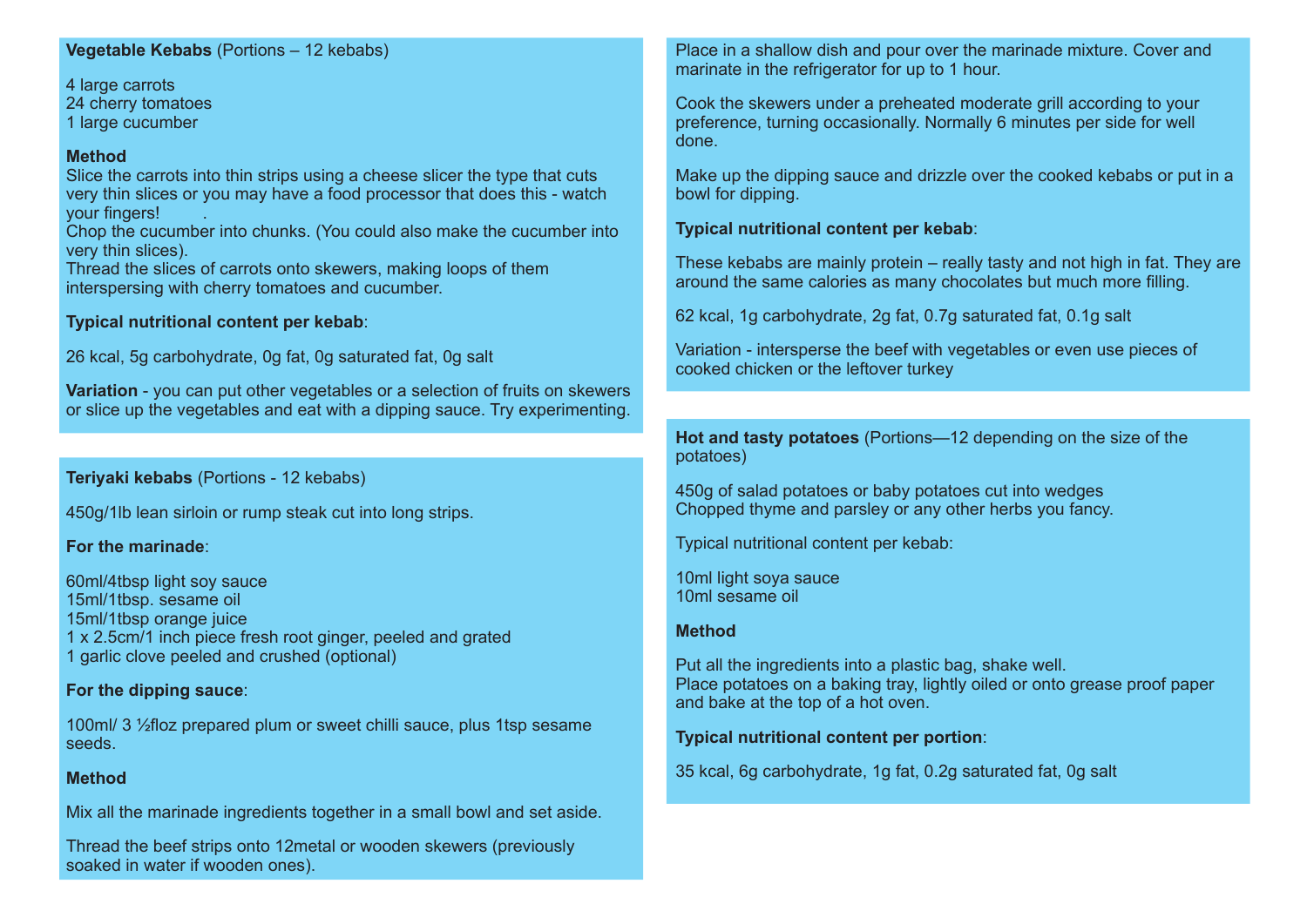**Vegetable Kebabs** (Portions – 12 kebabs)

4 large carrots
24 cherry tomatoes
1 large cucumber

**Method**

Slice the carrots into thin strips using a cheese slicer the type that cuts very thin slices or you may have a food processor that does this - watch your fingers!

Chop the cucumber into chunks. (You could also make the cucumber into very thin slices).

Thread the slices of carrots onto skewers, making loops of them interspersing with cherry tomatoes and cucumber.

**Typical nutritional content per kebab**:

26 kcal, 5g carbohydrate, 0g fat, 0g saturated fat, 0g salt

**Variation** - you can put other vegetables or a selection of fruits on skewers or slice up the vegetables and eat with a dipping sauce. Try experimenting.

**Teriyaki kebabs** (Portions - 12 kebabs)

450g/1lb lean sirloin or rump steak cut into long strips.

**For the marinade**:

60ml/4tbsp light soy sauce
15ml/1tbsp. sesame oil
15ml/1tbsp orange juice
1 x 2.5cm/1 inch piece fresh root ginger, peeled and grated
1 garlic clove peeled and crushed (optional)

**For the dipping sauce**:

100ml/ 3 ½floz prepared plum or sweet chilli sauce, plus 1tsp sesame seeds.

**Method**

Mix all the marinade ingredients together in a small bowl and set aside.

Thread the beef strips onto 12metal or wooden skewers (previously soaked in water if wooden ones).

Place in a shallow dish and pour over the marinade mixture. Cover and marinate in the refrigerator for up to 1 hour.

Cook the skewers under a preheated moderate grill according to your preference, turning occasionally. Normally 6 minutes per side for well done.

Make up the dipping sauce and drizzle over the cooked kebabs or put in a bowl for dipping.

**Typical nutritional content per kebab**:

These kebabs are mainly protein – really tasty and not high in fat. They are around the same calories as many chocolates but much more filling.

62 kcal, 1g carbohydrate, 2g fat, 0.7g saturated fat, 0.1g salt

Variation - intersperse the beef with vegetables or even use pieces of cooked chicken or the leftover turkey

**Hot and tasty potatoes** (Portions—12 depending on the size of the potatoes)

450g of salad potatoes or baby potatoes cut into wedges
Chopped thyme and parsley or any other herbs you fancy.

Typical nutritional content per kebab:

10ml light soya sauce
10ml sesame oil

**Method**

Put all the ingredients into a plastic bag, shake well.

Place potatoes on a baking tray, lightly oiled or onto grease proof paper and bake at the top of a hot oven.

**Typical nutritional content per portion**:

35 kcal, 6g carbohydrate, 1g fat, 0.2g saturated fat, 0g salt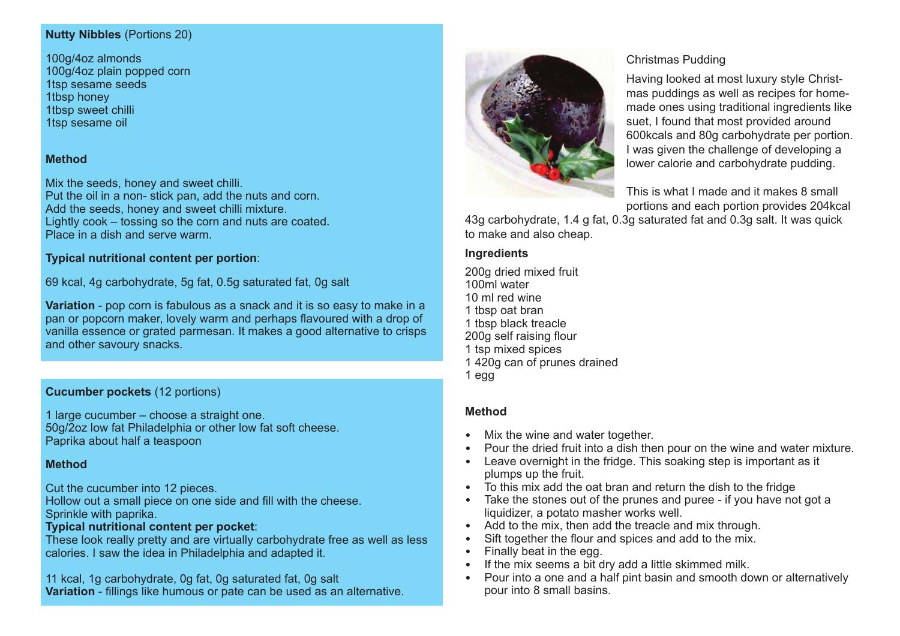**Nutty Nibbles** (Portions 20)

100g/4oz almonds
100g/4oz plain popped corn
1tsp sesame seeds
1tbsp honey
1tbsp sweet chilli
1tsp sesame oil

**Method**

Mix the seeds, honey and sweet chilli.
Put the oil in a non- stick pan, add the nuts and corn.
Add the seeds, honey and sweet chilli mixture.
Lightly cook – tossing so the corn and nuts are coated.
Place in a dish and serve warm.

**Typical nutritional content per portion**:

69 kcal, 4g carbohydrate, 5g fat, 0.5g saturated fat, 0g salt

**Variation** - pop corn is fabulous as a snack and it is so easy to make in a pan or popcorn maker, lovely warm and perhaps flavoured with a drop of vanilla essence or grated parmesan. It makes a good alternative to crisps and other savoury snacks.

**Cucumber pockets** (12 portions)

1 large cucumber – choose a straight one.
50g/2oz low fat Philadelphia or other low fat soft cheese.
Paprika about half a teaspoon

**Method**

Cut the cucumber into 12 pieces.
Hollow out a small piece on one side and fill with the cheese.
Sprinkle with paprika.
**Typical nutritional content per pocket**:
These look really pretty and are virtually carbohydrate free as well as less calories. I saw the idea in Philadelphia and adapted it.

11 kcal, 1g carbohydrate, 0g fat, 0g saturated fat, 0g salt
**Variation** - fillings like humous or pate can be used as an alternative.

Christmas Pudding

Having looked at most luxury style Christmas puddings as well as recipes for homemade ones using traditional ingredients like suet, I found that most provided around 600kcals and 80g carbohydrate per portion. I was given the challenge of developing a lower calorie and carbohydrate pudding.

This is what I made and it makes 8 small portions and each portion provides 204kcal 43g carbohydrate, 1.4 g fat, 0.3g saturated fat and 0.3g salt. It was quick to make and also cheap.

**Ingredients**

200g dried mixed fruit
100ml water
10 ml red wine
1 tbsp oat bran
1 tbsp black treacle
200g self raising flour
1 tsp mixed spices
1 420g can of prunes drained
1 egg

**Method**

- Mix the wine and water together.
- Pour the dried fruit into a dish then pour on the wine and water mixture.
- Leave overnight in the fridge. This soaking step is important as it plumps up the fruit.
- To this mix add the oat bran and return the dish to the fridge
- Take the stones out of the prunes and puree - if you have not got a liquidizer, a potato masher works well.
- Add to the mix, then add the treacle and mix through.
- Sift together the flour and spices and add to the mix.
- Finally beat in the egg.
- If the mix seems a bit dry add a little skimmed milk.
- Pour into a one and a half pint basin and smooth down or alternatively pour into 8 small basins.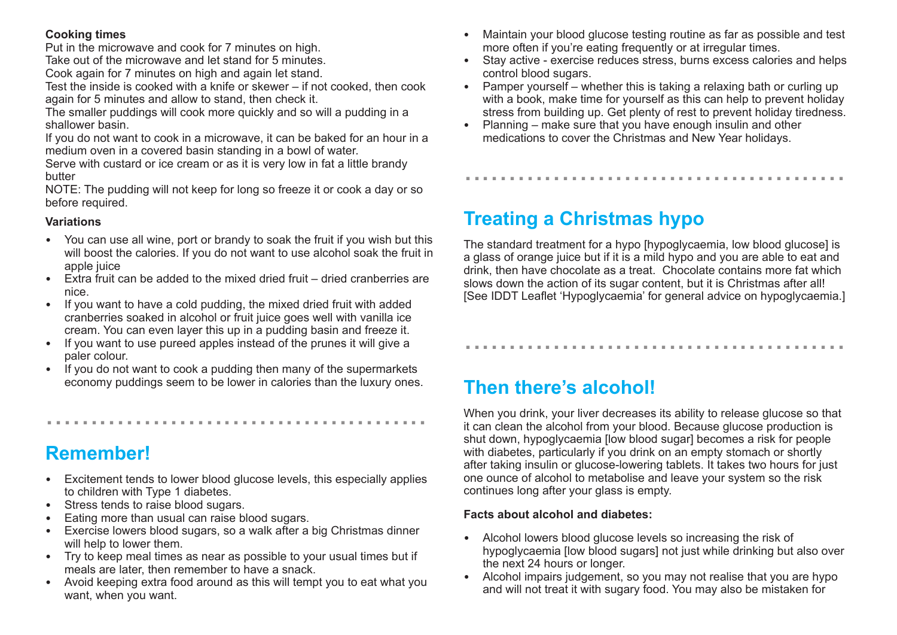**Cooking times**

Put in the microwave and cook for 7 minutes on high.
Take out of the microwave and let stand for 5 minutes.
Cook again for 7 minutes on high and again let stand.
Test the inside is cooked with a knife or skewer – if not cooked, then cook again for 5 minutes and allow to stand, then check it.
The smaller puddings will cook more quickly and so will a pudding in a shallower basin.
If you do not want to cook in a microwave, it can be baked for an hour in a medium oven in a covered basin standing in a bowl of water.
Serve with custard or ice cream or as it is very low in fat a little brandy butter
NOTE: The pudding will not keep for long so freeze it or cook a day or so before required.

**Variations**

- You can use all wine, port or brandy to soak the fruit if you wish but this will boost the calories. If you do not want to use alcohol soak the fruit in apple juice
- Extra fruit can be added to the mixed dried fruit – dried cranberries are nice.
- If you want to have a cold pudding, the mixed dried fruit with added cranberries soaked in alcohol or fruit juice goes well with vanilla ice cream. You can even layer this up in a pudding basin and freeze it.
- If you want to use pureed apples instead of the prunes it will give a paler colour.
- If you do not want to cook a pudding then many of the supermarkets economy puddings seem to be lower in calories than the luxury ones.

## Remember!

- Excitement tends to lower blood glucose levels, this especially applies to children with Type 1 diabetes.
- Stress tends to raise blood sugars.
- Eating more than usual can raise blood sugars.
- Exercise lowers blood sugars, so a walk after a big Christmas dinner will help to lower them.
- Try to keep meal times as near as possible to your usual times but if meals are later, then remember to have a snack.
- Avoid keeping extra food around as this will tempt you to eat what you want, when you want.
- Maintain your blood glucose testing routine as far as possible and test more often if you're eating frequently or at irregular times.
- Stay active - exercise reduces stress, burns excess calories and helps control blood sugars.
- Pamper yourself – whether this is taking a relaxing bath or curling up with a book, make time for yourself as this can help to prevent holiday stress from building up. Get plenty of rest to prevent holiday tiredness.
- Planning – make sure that you have enough insulin and other medications to cover the Christmas and New Year holidays.

## Treating a Christmas hypo

The standard treatment for a hypo [hypoglycaemia, low blood glucose] is a glass of orange juice but if it is a mild hypo and you are able to eat and drink, then have chocolate as a treat. Chocolate contains more fat which slows down the action of its sugar content, but it is Christmas after all! [See IDDT Leaflet 'Hypoglycaemia' for general advice on hypoglycaemia.]

## Then there's alcohol!

When you drink, your liver decreases its ability to release glucose so that it can clean the alcohol from your blood. Because glucose production is shut down, hypoglycaemia [low blood sugar] becomes a risk for people with diabetes, particularly if you drink on an empty stomach or shortly after taking insulin or glucose-lowering tablets. It takes two hours for just one ounce of alcohol to metabolise and leave your system so the risk continues long after your glass is empty.

**Facts about alcohol and diabetes:**

- Alcohol lowers blood glucose levels so increasing the risk of hypoglycaemia [low blood sugars] not just while drinking but also over the next 24 hours or longer.
- Alcohol impairs judgement, so you may not realise that you are hypo and will not treat it with sugary food. You may also be mistaken for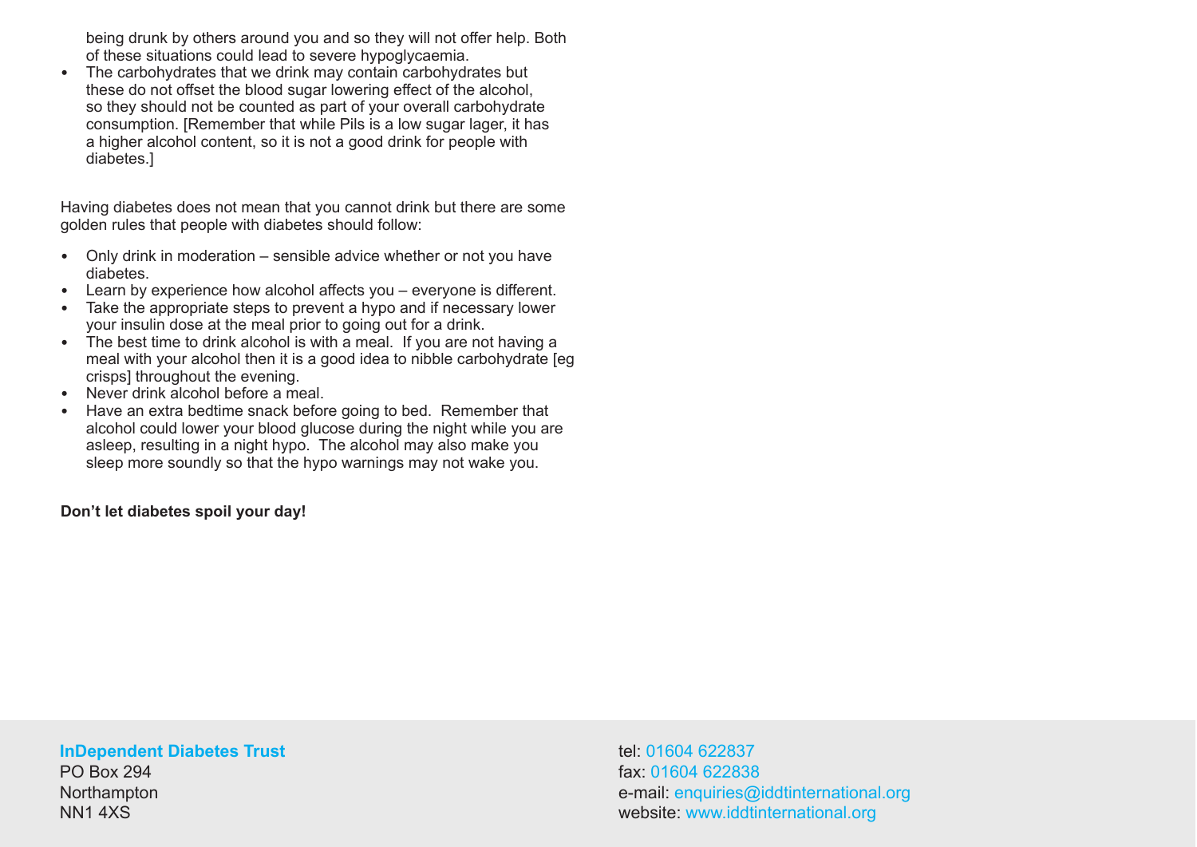being drunk by others around you and so they will not offer help. Both of these situations could lead to severe hypoglycaemia.

- The carbohydrates that we drink may contain carbohydrates but these do not offset the blood sugar lowering effect of the alcohol, so they should not be counted as part of your overall carbohydrate consumption. [Remember that while Pils is a low sugar lager, it has a higher alcohol content, so it is not a good drink for people with diabetes.]

Having diabetes does not mean that you cannot drink but there are some golden rules that people with diabetes should follow:

- Only drink in moderation – sensible advice whether or not you have diabetes.
- Learn by experience how alcohol affects you – everyone is different.
- Take the appropriate steps to prevent a hypo and if necessary lower your insulin dose at the meal prior to going out for a drink.
- The best time to drink alcohol is with a meal. If you are not having a meal with your alcohol then it is a good idea to nibble carbohydrate [eg crisps] throughout the evening.
- Never drink alcohol before a meal.
- Have an extra bedtime snack before going to bed. Remember that alcohol could lower your blood glucose during the night while you are asleep, resulting in a night hypo. The alcohol may also make you sleep more soundly so that the hypo warnings may not wake you.

**Don't let diabetes spoil your day!**

**InDependent Diabetes Trust**
PO Box 294
Northampton
NN1 4XS

tel: 01604 622837
fax: 01604 622838
e-mail: enquiries@iddtinternational.org
website: www.iddtinternational.org